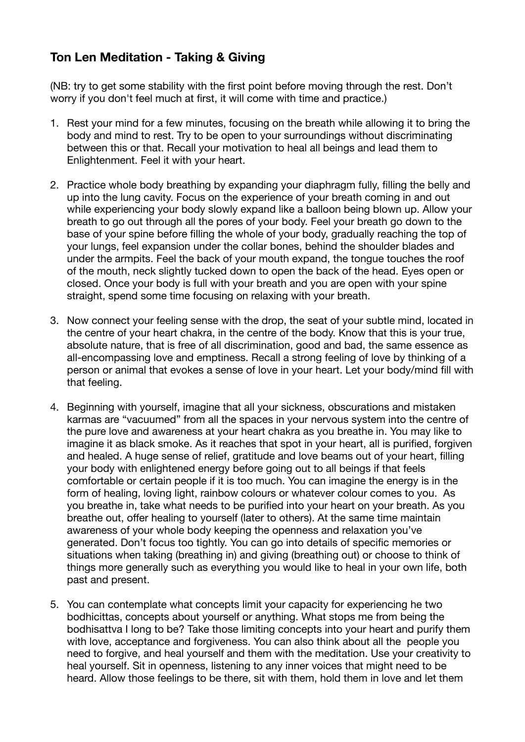## Ton Len Meditation - Taking & Giving

(NB: try to get some stability with the first point before moving through the rest. Don't worry if you don't feel much at first, it will come with time and practice.)

1. Rest your mind for a few minutes, focusing on the breath while allowing it to bring the body and mind to rest. Try to be open to your surroundings without discriminating between this or that. Recall your motivation to heal all beings and lead them to Enlightenment. Feel it with your heart.

2. Practice whole body breathing by expanding your diaphragm fully, filling the belly and up into the lung cavity. Focus on the experience of your breath coming in and out while experiencing your body slowly expand like a balloon being blown up. Allow your breath to go out through all the pores of your body. Feel your breath go down to the base of your spine before filling the whole of your body, gradually reaching the top of your lungs, feel expansion under the collar bones, behind the shoulder blades and under the armpits. Feel the back of your mouth expand, the tongue touches the roof of the mouth, neck slightly tucked down to open the back of the head. Eyes open or closed. Once your body is full with your breath and you are open with your spine straight, spend some time focusing on relaxing with your breath.

3. Now connect your feeling sense with the drop, the seat of your subtle mind, located in the centre of your heart chakra, in the centre of the body. Know that this is your true, absolute nature, that is free of all discrimination, good and bad, the same essence as all-encompassing love and emptiness. Recall a strong feeling of love by thinking of a person or animal that evokes a sense of love in your heart. Let your body/mind fill with that feeling.

4. Beginning with yourself, imagine that all your sickness, obscurations and mistaken karmas are "vacuumed" from all the spaces in your nervous system into the centre of the pure love and awareness at your heart chakra as you breathe in. You may like to imagine it as black smoke. As it reaches that spot in your heart, all is purified, forgiven and healed. A huge sense of relief, gratitude and love beams out of your heart, filling your body with enlightened energy before going out to all beings if that feels comfortable or certain people if it is too much. You can imagine the energy is in the form of healing, loving light, rainbow colours or whatever colour comes to you. As you breathe in, take what needs to be purified into your heart on your breath. As you breathe out, offer healing to yourself (later to others). At the same time maintain awareness of your whole body keeping the openness and relaxation you've generated. Don't focus too tightly. You can go into details of specific memories or situations when taking (breathing in) and giving (breathing out) or choose to think of things more generally such as everything you would like to heal in your own life, both past and present.

5. You can contemplate what concepts limit your capacity for experiencing he two bodhicittas, concepts about yourself or anything. What stops me from being the bodhisattva I long to be? Take those limiting concepts into your heart and purify them with love, acceptance and forgiveness. You can also think about all the people you need to forgive, and heal yourself and them with the meditation. Use your creativity to heal yourself. Sit in openness, listening to any inner voices that might need to be heard. Allow those feelings to be there, sit with them, hold them in love and let them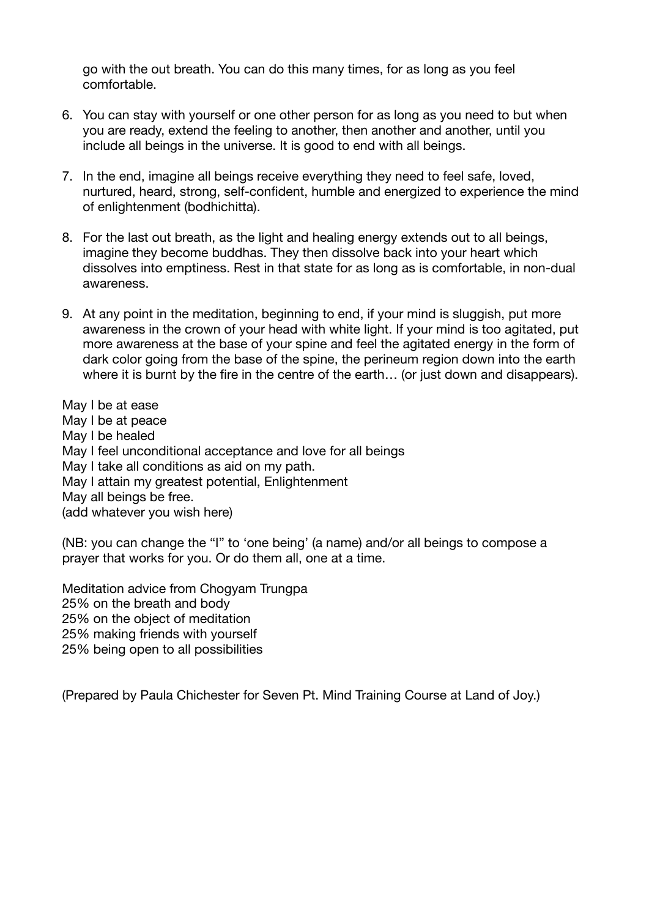go with the out breath. You can do this many times, for as long as you feel comfortable.

6. You can stay with yourself or one other person for as long as you need to but when you are ready, extend the feeling to another, then another and another, until you include all beings in the universe. It is good to end with all beings.

7. In the end, imagine all beings receive everything they need to feel safe, loved, nurtured, heard, strong, self-confident, humble and energized to experience the mind of enlightenment (bodhichitta).

8. For the last out breath, as the light and healing energy extends out to all beings, imagine they become buddhas. They then dissolve back into your heart which dissolves into emptiness. Rest in that state for as long as is comfortable, in non-dual awareness.

9. At any point in the meditation, beginning to end, if your mind is sluggish, put more awareness in the crown of your head with white light. If your mind is too agitated, put more awareness at the base of your spine and feel the agitated energy in the form of dark color going from the base of the spine, the perineum region down into the earth where it is burnt by the fire in the centre of the earth… (or just down and disappears).

May I be at ease
May I be at peace
May I be healed
May I feel unconditional acceptance and love for all beings
May I take all conditions as aid on my path.
May I attain my greatest potential, Enlightenment
May all beings be free.
(add whatever you wish here)

(NB: you can change the "I" to 'one being' (a name) and/or all beings to compose a prayer that works for you. Or do them all, one at a time.

Meditation advice from Chogyam Trungpa
25% on the breath and body
25% on the object of meditation
25% making friends with yourself
25% being open to all possibilities

(Prepared by Paula Chichester for Seven Pt. Mind Training Course at Land of Joy.)